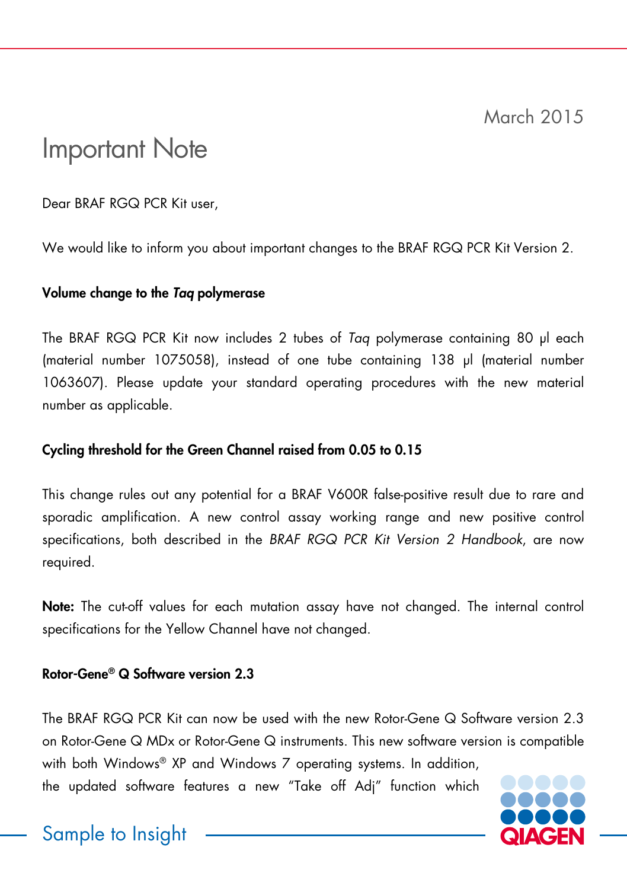March 2015

# Important Note

Dear BRAF RGQ PCR Kit user,

We would like to inform you about important changes to the BRAF RGQ PCR Kit Version 2.

**Volume change to the *Taq* polymerase**

The BRAF RGQ PCR Kit now includes 2 tubes of *Taq* polymerase containing 80 µl each (material number 1075058), instead of one tube containing 138 µl (material number 1063607). Please update your standard operating procedures with the new material number as applicable.

**Cycling threshold for the Green Channel raised from 0.05 to 0.15**

This change rules out any potential for a BRAF V600R false-positive result due to rare and sporadic amplification. A new control assay working range and new positive control specifications, both described in the *BRAF RGQ PCR Kit Version 2 Handbook*, are now required.

**Note:** The cut-off values for each mutation assay have not changed. The internal control specifications for the Yellow Channel have not changed.

**Rotor-Gene® Q Software version 2.3**

The BRAF RGQ PCR Kit can now be used with the new Rotor-Gene Q Software version 2.3 on Rotor-Gene Q MDx or Rotor-Gene Q instruments. This new software version is compatible with both Windows® XP and Windows 7 operating systems. In addition, the updated software features a new "Take off Adj" function which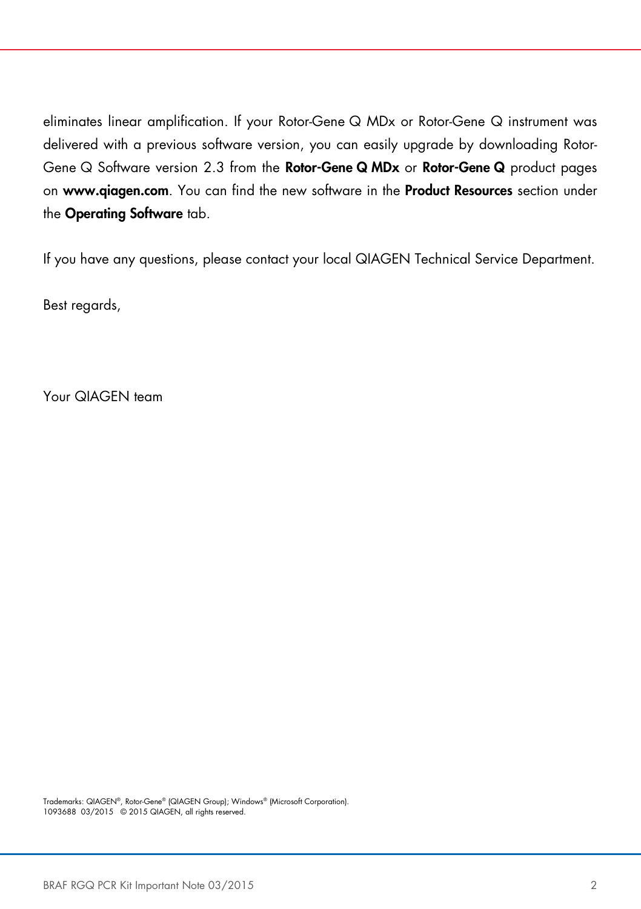eliminates linear amplification. If your Rotor-Gene Q MDx or Rotor-Gene Q instrument was delivered with a previous software version, you can easily upgrade by downloading Rotor-Gene Q Software version 2.3 from the **Rotor-Gene Q MDx** or **Rotor-Gene Q** product pages on **www.qiagen.com**. You can find the new software in the **Product Resources** section under the **Operating Software** tab.

If you have any questions, please contact your local QIAGEN Technical Service Department.

Best regards,

Your QIAGEN team

Trademarks: QIAGEN®, Rotor-Gene® (QIAGEN Group); Windows® (Microsoft Corporation).
1093688 03/2015 © 2015 QIAGEN, all rights reserved.